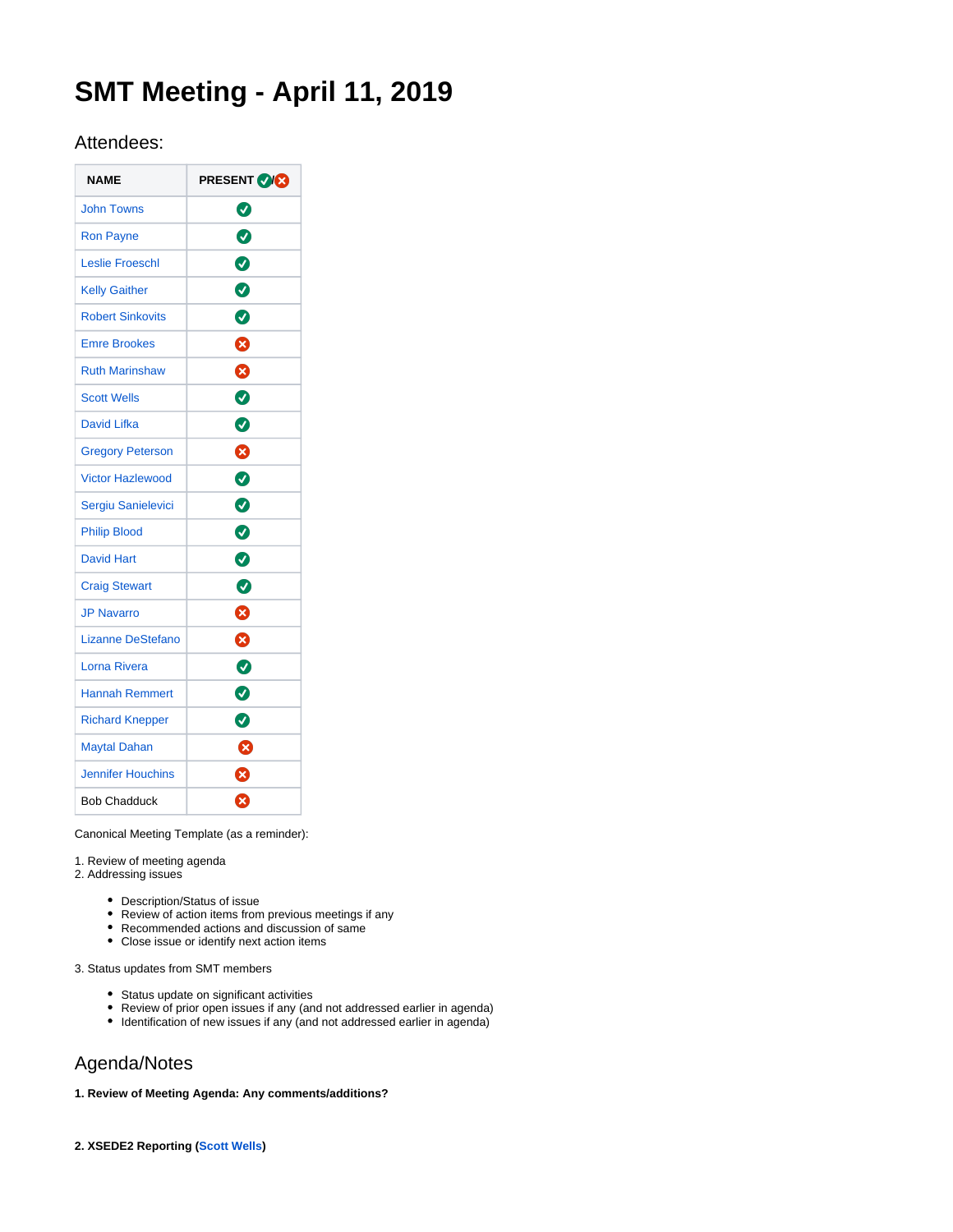# SMT Meeting - April 11, 2019

## Attendees:

| NAME | PRESENT ✅/❌ |
|---|---|
| John Towns | ✅ |
| Ron Payne | ✅ |
| Leslie Froeschl | ✅ |
| Kelly Gaither | ✅ |
| Robert Sinkovits | ✅ |
| Emre Brookes | ❌ |
| Ruth Marinshaw | ❌ |
| Scott Wells | ✅ |
| David Lifka | ✅ |
| Gregory Peterson | ❌ |
| Victor Hazlewood | ✅ |
| Sergiu Sanielevici | ✅ |
| Philip Blood | ✅ |
| David Hart | ✅ |
| Craig Stewart | ✅ |
| JP Navarro | ❌ |
| Lizanne DeStefano | ❌ |
| Lorna Rivera | ✅ |
| Hannah Remmert | ✅ |
| Richard Knepper | ✅ |
| Maytal Dahan | ❌ |
| Jennifer Houchins | ❌ |
| Bob Chadduck | ❌ |

Canonical Meeting Template (as a reminder):

1. Review of meeting agenda
2. Addressing issues

- Description/Status of issue
- Review of action items from previous meetings if any
- Recommended actions and discussion of same
- Close issue or identify next action items

3. Status updates from SMT members

- Status update on significant activities
- Review of prior open issues if any (and not addressed earlier in agenda)
- Identification of new issues if any (and not addressed earlier in agenda)

## Agenda/Notes

**1. Review of Meeting Agenda: Any comments/additions?**

**2. XSEDE2 Reporting (Scott Wells)**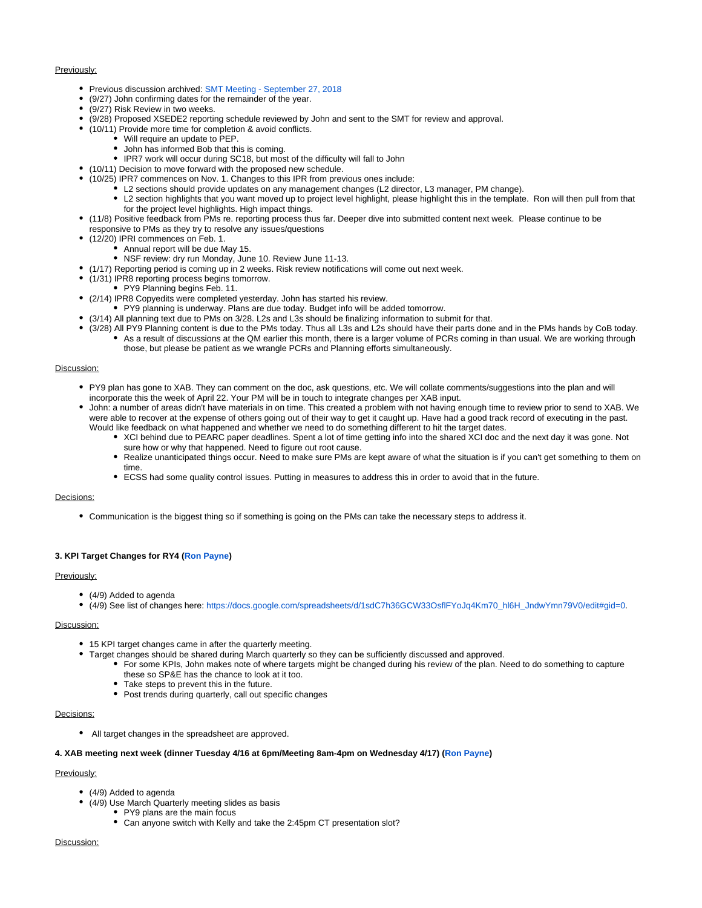Previously:

- Previous discussion archived: SMT Meeting - September 27, 2018
- (9/27) John confirming dates for the remainder of the year.
- (9/27) Risk Review in two weeks.
- (9/28) Proposed XSEDE2 reporting schedule reviewed by John and sent to the SMT for review and approval.
- (10/11) Provide more time for completion & avoid conflicts.
    - Will require an update to PEP.
    - John has informed Bob that this is coming.
    - IPR7 work will occur during SC18, but most of the difficulty will fall to John
- (10/11) Decision to move forward with the proposed new schedule.
- (10/25) IPR7 commences on Nov. 1. Changes to this IPR from previous ones include:
    - L2 sections should provide updates on any management changes (L2 director, L3 manager, PM change).
    - L2 section highlights that you want moved up to project level highlight, please highlight this in the template. Ron will then pull from that for the project level highlights. High impact things.
- (11/8) Positive feedback from PMs re. reporting process thus far. Deeper dive into submitted content next week. Please continue to be responsive to PMs as they try to resolve any issues/questions
- (12/20) IPRI commences on Feb. 1.
    - Annual report will be due May 15.
    - NSF review: dry run Monday, June 10. Review June 11-13.
- (1/17) Reporting period is coming up in 2 weeks. Risk review notifications will come out next week.
- (1/31) IPR8 reporting process begins tomorrow.
    - PY9 Planning begins Feb. 11.
- (2/14) IPR8 Copyedits were completed yesterday. John has started his review.
    - PY9 planning is underway. Plans are due today. Budget info will be added tomorrow.
- (3/14) All planning text due to PMs on 3/28. L2s and L3s should be finalizing information to submit for that.
- (3/28) All PY9 Planning content is due to the PMs today. Thus all L3s and L2s should have their parts done and in the PMs hands by CoB today.
    - As a result of discussions at the QM earlier this month, there is a larger volume of PCRs coming in than usual. We are working through those, but please be patient as we wrangle PCRs and Planning efforts simultaneously.

Discussion:

- PY9 plan has gone to XAB. They can comment on the doc, ask questions, etc. We will collate comments/suggestions into the plan and will incorporate this the week of April 22. Your PM will be in touch to integrate changes per XAB input.
- John: a number of areas didn't have materials in on time. This created a problem with not having enough time to review prior to send to XAB. We were able to recover at the expense of others going out of their way to get it caught up. Have had a good track record of executing in the past. Would like feedback on what happened and whether we need to do something different to hit the target dates.
    - XCI behind due to PEARC paper deadlines. Spent a lot of time getting info into the shared XCI doc and the next day it was gone. Not sure how or why that happened. Need to figure out root cause.
    - Realize unanticipated things occur. Need to make sure PMs are kept aware of what the situation is if you can't get something to them on time.
    - ECSS had some quality control issues. Putting in measures to address this in order to avoid that in the future.

Decisions:

- Communication is the biggest thing so if something is going on the PMs can take the necessary steps to address it.

### 3. KPI Target Changes for RY4 (Ron Payne)

Previously:

- (4/9) Added to agenda
- (4/9) See list of changes here: https://docs.google.com/spreadsheets/d/1sdC7h36GCW33OsflFYoJq4Km70_hl6H_JndwYmn79V0/edit#gid=0.

Discussion:

- 15 KPI target changes came in after the quarterly meeting.
- Target changes should be shared during March quarterly so they can be sufficiently discussed and approved.
    - For some KPIs, John makes note of where targets might be changed during his review of the plan. Need to do something to capture these so SP&E has the chance to look at it too.
    - Take steps to prevent this in the future.
    - Post trends during quarterly, call out specific changes

Decisions:

- All target changes in the spreadsheet are approved.

### 4. XAB meeting next week (dinner Tuesday 4/16 at 6pm/Meeting 8am-4pm on Wednesday 4/17) (Ron Payne)

Previously:

- (4/9) Added to agenda
- (4/9) Use March Quarterly meeting slides as basis
    - PY9 plans are the main focus
    - Can anyone switch with Kelly and take the 2:45pm CT presentation slot?

Discussion: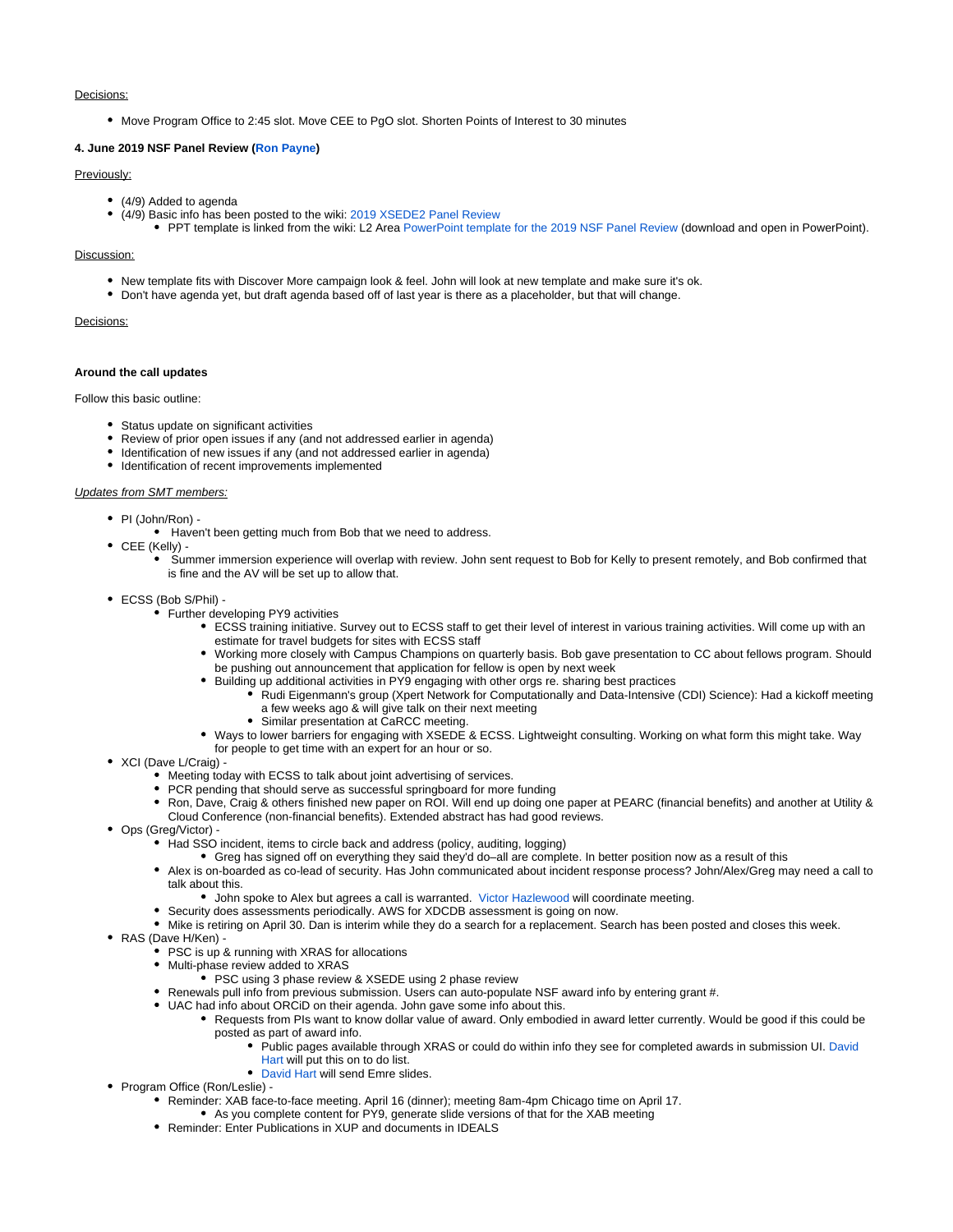Decisions:

- Move Program Office to 2:45 slot. Move CEE to PgO slot. Shorten Points of Interest to 30 minutes

**4. June 2019 NSF Panel Review (Ron Payne)**

Previously:

- (4/9) Added to agenda
- (4/9) Basic info has been posted to the wiki: 2019 XSEDE2 Panel Review
  - PPT template is linked from the wiki: L2 Area PowerPoint template for the 2019 NSF Panel Review (download and open in PowerPoint).

Discussion:

- New template fits with Discover More campaign look & feel. John will look at new template and make sure it's ok.
- Don't have agenda yet, but draft agenda based off of last year is there as a placeholder, but that will change.

Decisions:

**Around the call updates**

Follow this basic outline:

- Status update on significant activities
- Review of prior open issues if any (and not addressed earlier in agenda)
- Identification of new issues if any (and not addressed earlier in agenda)
- Identification of recent improvements implemented

*Updates from SMT members:*

- PI (John/Ron) -
  - Haven't been getting much from Bob that we need to address.
- CEE (Kelly) -
  - Summer immersion experience will overlap with review. John sent request to Bob for Kelly to present remotely, and Bob confirmed that is fine and the AV will be set up to allow that.
- ECSS (Bob S/Phil) -
  - Further developing PY9 activities
    - ECSS training initiative. Survey out to ECSS staff to get their level of interest in various training activities. Will come up with an estimate for travel budgets for sites with ECSS staff
    - Working more closely with Campus Champions on quarterly basis. Bob gave presentation to CC about fellows program. Should be pushing out announcement that application for fellow is open by next week
    - Building up additional activities in PY9 engaging with other orgs re. sharing best practices
      - Rudi Eigenmann's group (Xpert Network for Computationally and Data-Intensive (CDI) Science): Had a kickoff meeting a few weeks ago & will give talk on their next meeting
      - Similar presentation at CaRCC meeting.
    - Ways to lower barriers for engaging with XSEDE & ECSS. Lightweight consulting. Working on what form this might take. Way for people to get time with an expert for an hour or so.
- XCI (Dave L/Craig) -
  - Meeting today with ECSS to talk about joint advertising of services.
  - PCR pending that should serve as successful springboard for more funding
  - Ron, Dave, Craig & others finished new paper on ROI. Will end up doing one paper at PEARC (financial benefits) and another at Utility & Cloud Conference (non-financial benefits). Extended abstract has had good reviews.
- Ops (Greg/Victor) -
  - Had SSO incident, items to circle back and address (policy, auditing, logging)
    - Greg has signed off on everything they said they'd do–all are complete. In better position now as a result of this
  - Alex is on-boarded as co-lead of security. Has John communicated about incident response process? John/Alex/Greg may need a call to talk about this.
    - John spoke to Alex but agrees a call is warranted. Victor Hazlewood will coordinate meeting.
  - Security does assessments periodically. AWS for XDCDB assessment is going on now.
  - Mike is retiring on April 30. Dan is interim while they do a search for a replacement. Search has been posted and closes this week.
- RAS (Dave H/Ken) -
  - PSC is up & running with XRAS for allocations
  - Multi-phase review added to XRAS
    - PSC using 3 phase review & XSEDE using 2 phase review
  - Renewals pull info from previous submission. Users can auto-populate NSF award info by entering grant #.
  - UAC had info about ORCiD on their agenda. John gave some info about this.
    - Requests from PIs want to know dollar value of award. Only embodied in award letter currently. Would be good if this could be posted as part of award info.
      - Public pages available through XRAS or could do within info they see for completed awards in submission UI. David Hart will put this on to do list.
      - David Hart will send Emre slides.
- Program Office (Ron/Leslie) -
  - Reminder: XAB face-to-face meeting. April 16 (dinner); meeting 8am-4pm Chicago time on April 17.
    - As you complete content for PY9, generate slide versions of that for the XAB meeting
  - Reminder: Enter Publications in XUP and documents in IDEALS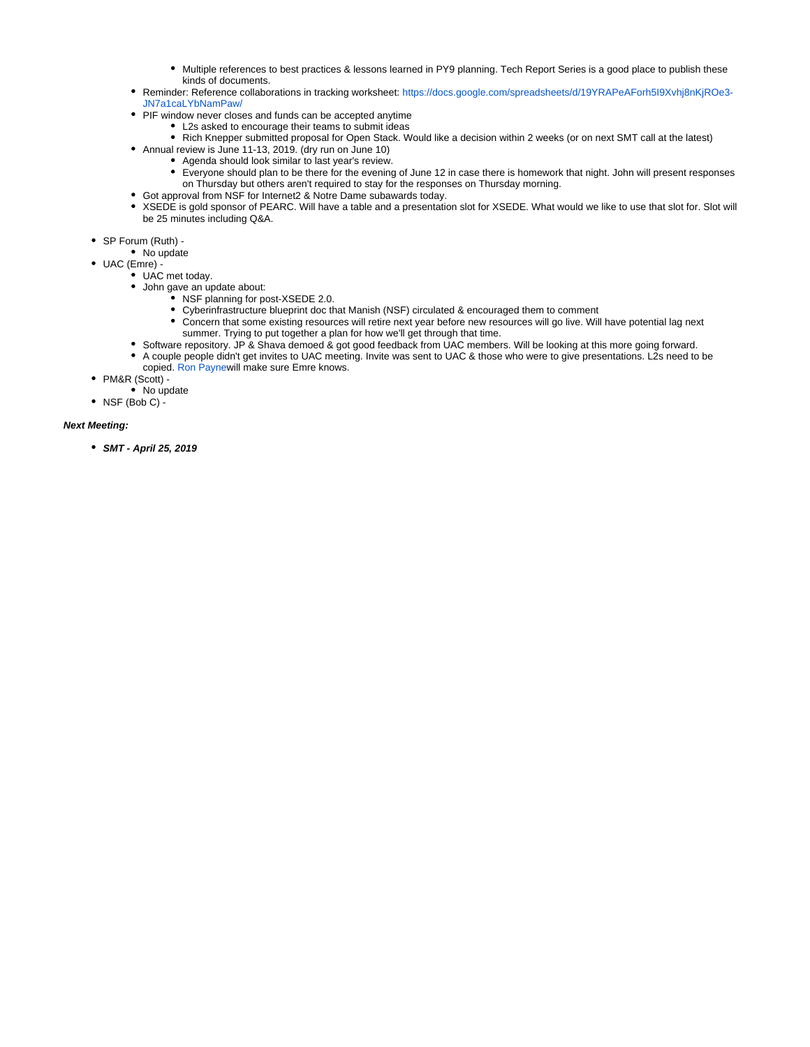- Multiple references to best practices & lessons learned in PY9 planning. Tech Report Series is a good place to publish these kinds of documents.
    - Reminder: Reference collaborations in tracking worksheet: https://docs.google.com/spreadsheets/d/19YRAPeAForh5I9Xvhj8nKjROe3-JN7a1caLYbNamPaw/
    - PIF window never closes and funds can be accepted anytime
        - L2s asked to encourage their teams to submit ideas
        - Rich Knepper submitted proposal for Open Stack. Would like a decision within 2 weeks (or on next SMT call at the latest)
    - Annual review is June 11-13, 2019. (dry run on June 10)
        - Agenda should look similar to last year's review.
        - Everyone should plan to be there for the evening of June 12 in case there is homework that night. John will present responses on Thursday but others aren't required to stay for the responses on Thursday morning.
    - Got approval from NSF for Internet2 & Notre Dame subawards today.
    - XSEDE is gold sponsor of PEARC. Will have a table and a presentation slot for XSEDE. What would we like to use that slot for. Slot will be 25 minutes including Q&A.

- SP Forum (Ruth) -
    - No update
- UAC (Emre) -
    - UAC met today.
    - John gave an update about:
        - NSF planning for post-XSEDE 2.0.
        - Cyberinfrastructure blueprint doc that Manish (NSF) circulated & encouraged them to comment
        - Concern that some existing resources will retire next year before new resources will go live. Will have potential lag next summer. Trying to put together a plan for how we'll get through that time.
    - Software repository. JP & Shava demoed & got good feedback from UAC members. Will be looking at this more going forward.
    - A couple people didn't get invites to UAC meeting. Invite was sent to UAC & those who were to give presentations. L2s need to be copied. Ron Paynewill make sure Emre knows.
- PM&R (Scott) -
    - No update
- NSF (Bob C) -

***Next Meeting:***

- ***SMT - April 25, 2019***